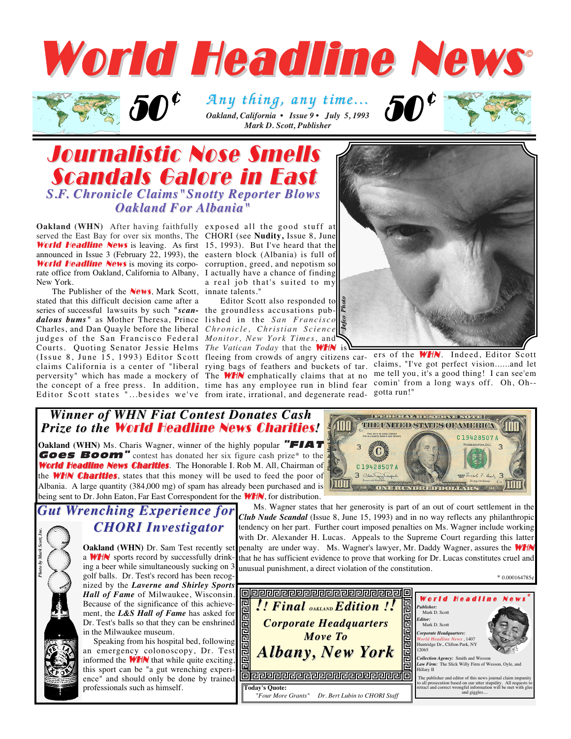# World Headline News©

50¢ *Any thing, any time...* 50¢

*Oakland, California • Issue 9 • July 5, 1993*

*Mark D. Scott, Publisher*

## Journalistic Nose Smells Scandals Galore in East

### *S.F. Chronicle Claims "Snotty Reporter Blows Oakland For Albania"*

**Oakland (WHN)** After having faithfully served the East Bay for over six months, The ***World Headline News*** is leaving. As first announced in Issue 3 (February 22, 1993), the ***World Headline News*** is moving its corporate office from Oakland, California to Albany, New York.

The Publisher of the ***News***, Mark Scott, stated that this difficult decision came after a series of successful lawsuits by such "***scandalous bums***" as Mother Theresa, Prince Charles, and Dan Quayle before the liberal judges of the San Francisco Federal Courts. Quoting Senator Jessie Helms (Issue 8, June 15, 1993) Editor Scott claims California is a center of "liberal perversity" which has made a mockery of the concept of a free press. In addition, Editor Scott states "...besides we've exposed all the good stuff at CHORI (see **Nudity,** Issue 8, June 15, 1993). But I've heard that the eastern block (Albania) is full of corruption, greed, and nepotism so I actually have a chance of finding a real job that's suited to my innate talents."

Editor Scott also responded to the groundless accusations published in the *San Francisco Chronicle, Christian Science Monitor, New York Times*, and *The Vatican Today* that the ***WHN*** is fleeing from crowds of angry citizens carrying bags of feathers and buckets of tar. The ***WHN*** emphatically claims that at no time has any employee run in blind fear from irate, irrational, and degenerate readers of the ***WHN***. Indeed, Editor Scott claims, "I've got perfect vision......and let me tell you, it's a good thing! I can see'em comin' from a long ways off. Oh, Oh--gotta run!"

*Jefco Photo*

## *Winner of WHN Fiat Contest Donates Cash Prize to the World Headline News Charities!*

**Oakland (WHN)** Ms. Charis Wagner, winner of the highly popular ***"FIAT Goes Boom"*** contest has donated her six figure cash prize* to the ***World Headline News Charities***. The Honorable I. Rob M. All, Chairman of the ***WHN Charities***, states that this money will be used to feed the poor of Albania. A large quantity (384,000 mg) of spam has already been purchased and is being sent to Dr. John Eaton, Far East Correspondent for the ***WHN***, for distribution.

*Photo by Mark Scott, Inc.*

Ms. Wagner states that her generosity is part of an out of court settlement in the ***Club Nude Scandal*** (Issue 8, June 15, 1993) and in no way reflects any philanthropic tendency on her part. Further court imposed penalties on Ms. Wagner include working with Dr. Alexander H. Lucas. Appeals to the Supreme Court regarding this latter penalty are under way. Ms. Wagner's lawyer, Mr. Daddy Wagner, assures the ***WHN*** that he has sufficient evidence to prove that working for Dr. Lucas constitutes cruel and unusual punishment, a direct violation of the constitution.

\* 0.000164785¢

## *Gut Wrenching Experience for CHORI Investigator*

*Photo by Mark Scott, Inc.*

**Oakland (WHN)** Dr. Sam Test recently set a ***WHN*** sports record by successfully drinking a beer while simultaneously sucking on 3 golf balls. Dr. Test's record has been recognized by the ***Laverne and Shirley Sports Hall of Fame*** of Milwaukee, Wisconsin. Because of the significance of this achievement, the ***L&S Hall of Fame*** has asked for Dr. Test's balls so that they can be enshrined in the Milwaukee museum.

Speaking from his hospital bed, following an emergency colonoscopy, Dr. Test informed the ***WHN*** that while quite exciting, this sport can be "a gut wrenching experience" and should only be done by trained professionals such as himself.

## *!! Final OAKLAND Edition !!*

### *Corporate Headquarters Move To*

## *Albany, New York*

**Today's Quote:**
*"Four More Grants" Dr. Bert Lubin to CHORI Staff*

***World Headline News®***

***Publisher:*** Mark D. Scott

***Editor:*** Mark D. Scott

***Corporate Headquarters:*** *World Headline News*, 1407 Huntridge Dr., Clifton Park, NY 12065

***Collection Agency:*** Smith and Wesson

***Law Firm:*** The Slick Willy Firm of Wesson, Oyle, and Hillary II

The publisher and editor of this news journal claim impunity to all prosecution based on our utter stupidity. All requests to retract and correct wrongful information will be met with glee and giggles....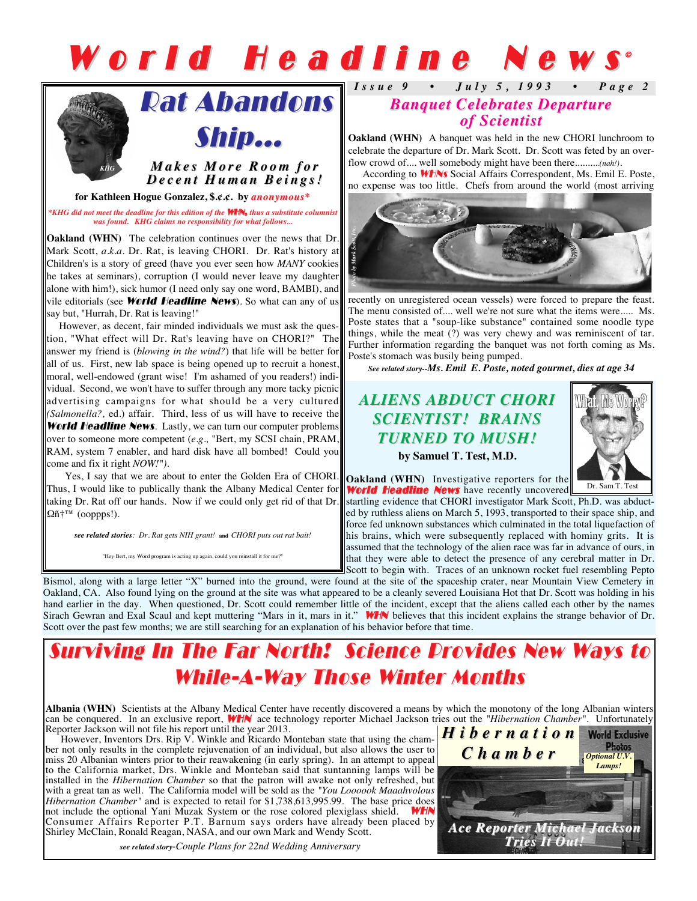# World Headline News©

*Issue 9 • July 5, 1993*

## Rat Abandons Ship...

### Makes More Room for Decent Human Beings!

**for Kathleen Hogue Gonzalez, $.¢.¢. by *anonymous****

*\*KHG did not meet the deadline for this edition of the WHN, thus a substitute columnist was found. KHG claims no responsibility for what follows...*

**Oakland (WHN)** The celebration continues over the news that Dr. Mark Scott, *a.k.a.* Dr. Rat, is leaving CHORI. Dr. Rat's history at Children's is a story of greed (have you ever seen how *MANY* cookies he takes at seminars), corruption (I would never leave my daughter alone with him!), sick humor (I need only say one word, BAMBI), and vile editorials (see **World Headline News**). So what can any of us say but, "Hurrah, Dr. Rat is leaving!"

However, as decent, fair minded individuals we must ask the question, "What effect will Dr. Rat's leaving have on CHORI?" The answer my friend is (*blowing in the wind?*) that life will be better for all of us. First, new lab space is being opened up to recruit a honest, moral, well-endowed (grant wise! I'm ashamed of you readers!) individual. Second, we won't have to suffer through any more tacky picnic advertising campaigns for what should be a very cultured (*Salmonella?,* ed.) affair. Third, less of us will have to receive the **World Headline News**. Lastly, we can turn our computer problems over to someone more competent (*e.g.,* "Bert, my SCSI chain, PRAM, RAM, system 7 enabler, and hard disk have all bombed! Could you come and fix it right *NOW!").*

Yes, I say that we are about to enter the Golden Era of CHORI. Thus, I would like to publically thank the Albany Medical Center for taking Dr. Rat off our hands. Now if we could only get rid of that Dr. Ωñ†™ (ooppps!).

***see related stories**: Dr. Rat gets NIH grant!* **and** *CHORI puts out rat bait!*

"Hey Bert, my Word program is acting up again, could you reinstall it for me?"

## Banquet Celebrates Departure of Scientist

**Oakland (WHN)** A banquet was held in the new CHORI lunchroom to celebrate the departure of Dr. Mark Scott. Dr. Scott was feted by an overflow crowd of.... well somebody might have been there..........*(nah!)*.

According to **WHN's** Social Affairs Correspondent, Ms. Emil E. Poste, no expense was too little. Chefs from around the world (most arriving recently on unregistered ocean vessels) were forced to prepare the feast. The menu consisted of.... well we're not sure what the items were..... Ms. Poste states that a "soup-like substance" contained some noodle type things, while the meat (?) was very chewy and was reminiscent of tar. Further information regarding the banquet was not forth coming as Ms. Poste's stomach was busily being pumped.

Photo by Mark Scott, Inc.

***See related story--Ms. Emil E. Poste, noted gourmet, dies at age 34***

## ALIENS ABDUCT CHORI SCIENTIST! BRAINS TURNED TO MUSH!

**by Samuel T. Test, M.D.**

Dr. Sam T. Test

**Oakland (WHN)** Investigative reporters for the **World Headline News** have recently uncovered startling evidence that CHORI investigator Mark Scott, Ph.D. was abducted by ruthless aliens on March 5, 1993, transported to their space ship, and force fed unknown substances which culminated in the total liquefaction of his brains, which were subsequently replaced with hominy grits. It is assumed that the technology of the alien race was far in advance of ours, in that they were able to detect the presence of any cerebral matter in Dr. Scott to begin with. Traces of an unknown rocket fuel resembling Pepto Bismol, along with a large letter "X" burned into the ground, were found at the site of the spaceship crater, near Mountain View Cemetery in Oakland, CA. Also found lying on the ground at the site was what appeared to be a cleanly severed Louisiana Hot that Dr. Scott was holding in his hand earlier in the day. When questioned, Dr. Scott could remember little of the incident, except that the aliens called each other by the names Sirach Gewran and Exal Scaul and kept muttering "Mars in it, mars in it." **WHN** believes that this incident explains the strange behavior of Dr. Scott over the past few months; we are still searching for an explanation of his behavior before that time.

## Surviving In The Far North! Science Provides New Ways to While-A-Way Those Winter Months

**Albania (WHN)** Scientists at the Albany Medical Center have recently discovered a means by which the monotony of the long Albanian winters can be conquered. In an exclusive report, **WHN** ace technology reporter Michael Jackson tries out the "*Hibernation Chamber*". Unfortunately Reporter Jackson will not file his report until the year 2013.

However, Inventors Drs. Rip V. Winkle and Ricardo Monteban state that using the chamber not only results in the complete rejuvenation of an individual, but also allows the user to miss 20 Albanian winters prior to their reawakening (in early spring). In an attempt to expand to the California market, Drs. Winkle and Monteban said that suntanning lamps will be installed in the *Hibernation Chamber* so that the patron will awake not only refreshed, but with a great tan as well. The California model will be sold as the "*You Loooook Maaahvolous Hibernation Chamber*" and is expected to retail for $1,738,613,995.99. The base price does not include the optional Yani Muzak System or the rose colored plexiglass shield. **WHN** Consumer Affairs Reporter P.T. Barnum says orders have already been placed by Shirley McClain, Ronald Reagan, NASA, and our own Mark and Wendy Scott.

Hibernation Chamber

World Exclusive Photos

Optional U.V. Lamps!

Ace Reporter Michael Jackson Tries It Out!

***see related story**-Couple Plans for 22nd Wedding Anniversary*